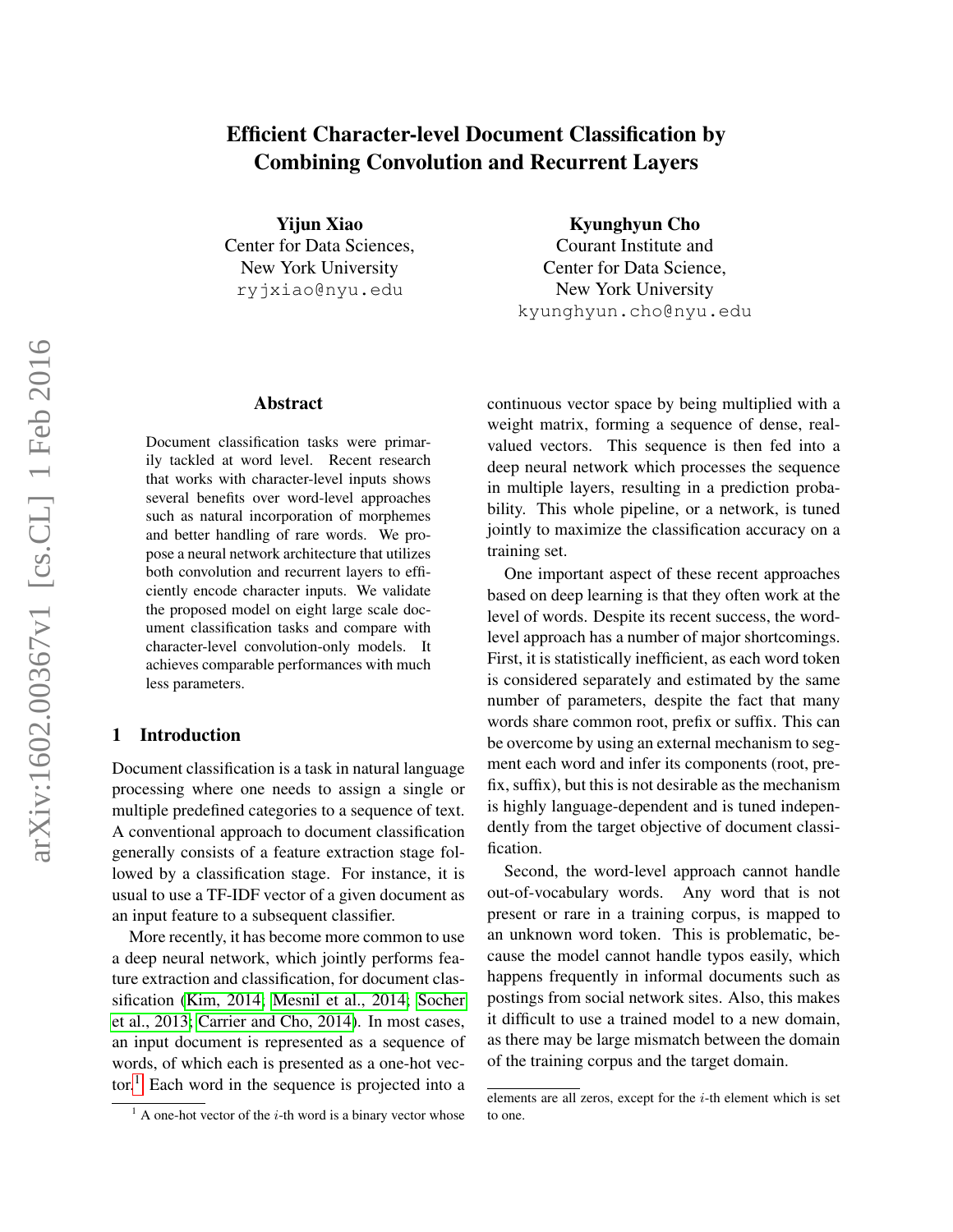# Efficient Character-level Document Classification by Combining Convolution and Recurrent Layers

**Yijun Xiao**
Center for Data Sciences,
New York University
ryjxiao@nyu.edu

**Kyunghyun Cho**
Courant Institute and
Center for Data Science,
New York University
kyunghyun.cho@nyu.edu

## Abstract

Document classification tasks were primarily tackled at word level. Recent research that works with character-level inputs shows several benefits over word-level approaches such as natural incorporation of morphemes and better handling of rare words. We propose a neural network architecture that utilizes both convolution and recurrent layers to efficiently encode character inputs. We validate the proposed model on eight large scale document classification tasks and compare with character-level convolution-only models. It achieves comparable performances with much less parameters.

## 1 Introduction

Document classification is a task in natural language processing where one needs to assign a single or multiple predefined categories to a sequence of text. A conventional approach to document classification generally consists of a feature extraction stage followed by a classification stage. For instance, it is usual to use a TF-IDF vector of a given document as an input feature to a subsequent classifier.

More recently, it has become more common to use a deep neural network, which jointly performs feature extraction and classification, for document classification (Kim, 2014; Mesnil et al., 2014; Socher et al., 2013; Carrier and Cho, 2014). In most cases, an input document is represented as a sequence of words, of which each is presented as a one-hot vector.[1] Each word in the sequence is projected into a continuous vector space by being multiplied with a weight matrix, forming a sequence of dense, real-valued vectors. This sequence is then fed into a deep neural network which processes the sequence in multiple layers, resulting in a prediction probability. This whole pipeline, or a network, is tuned jointly to maximize the classification accuracy on a training set.

One important aspect of these recent approaches based on deep learning is that they often work at the level of words. Despite its recent success, the word-level approach has a number of major shortcomings. First, it is statistically inefficient, as each word token is considered separately and estimated by the same number of parameters, despite the fact that many words share common root, prefix or suffix. This can be overcome by using an external mechanism to segment each word and infer its components (root, prefix, suffix), but this is not desirable as the mechanism is highly language-dependent and is tuned independently from the target objective of document classification.

Second, the word-level approach cannot handle out-of-vocabulary words. Any word that is not present or rare in a training corpus, is mapped to an unknown word token. This is problematic, because the model cannot handle typos easily, which happens frequently in informal documents such as postings from social network sites. Also, this makes it difficult to use a trained model to a new domain, as there may be large mismatch between the domain of the training corpus and the target domain.

[1] A one-hot vector of the $i$-th word is a binary vector whose elements are all zeros, except for the $i$-th element which is set to one.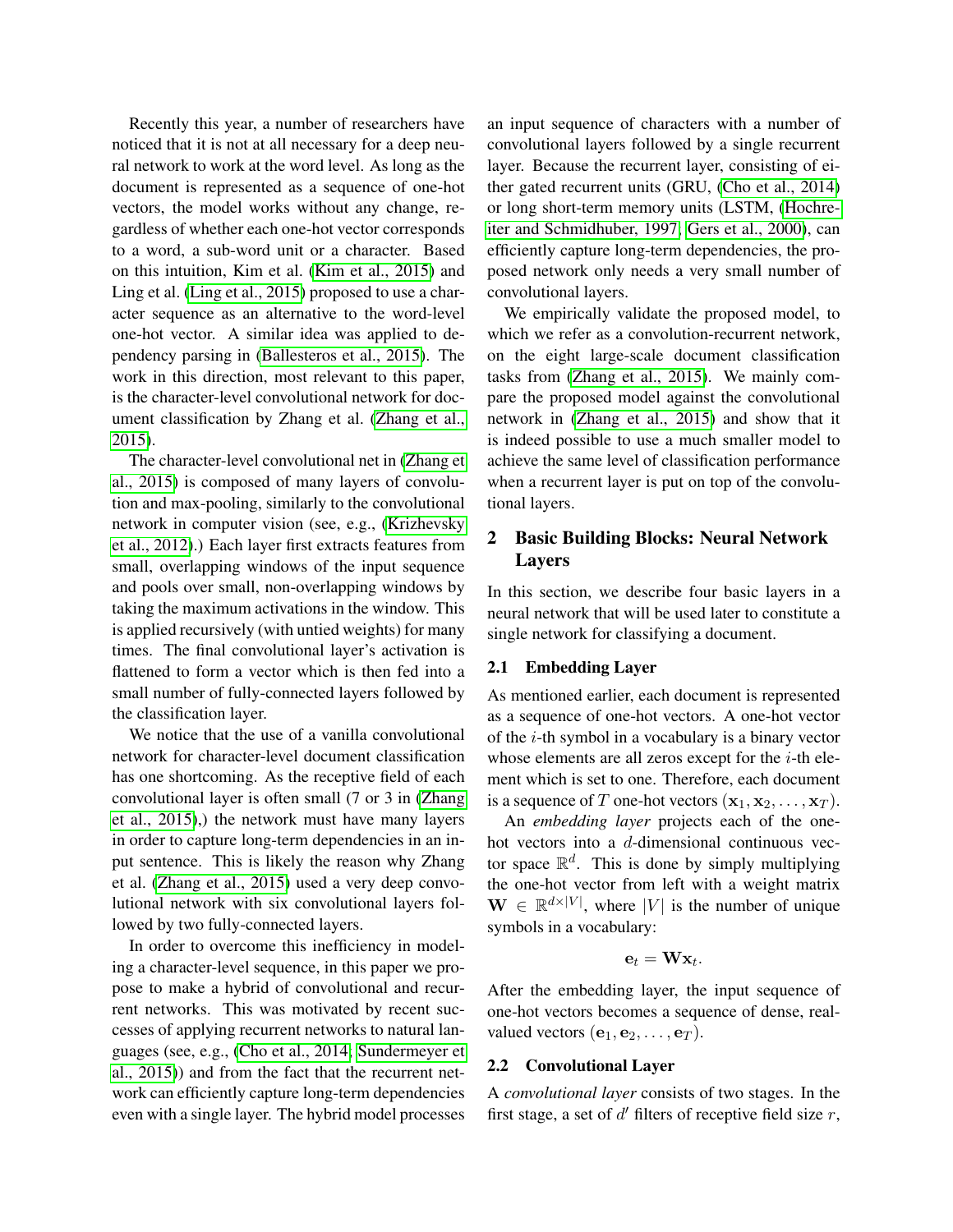Recently this year, a number of researchers have noticed that it is not at all necessary for a deep neural network to work at the word level. As long as the document is represented as a sequence of one-hot vectors, the model works without any change, regardless of whether each one-hot vector corresponds to a word, a sub-word unit or a character. Based on this intuition, Kim et al. (Kim et al., 2015) and Ling et al. (Ling et al., 2015) proposed to use a character sequence as an alternative to the word-level one-hot vector. A similar idea was applied to dependency parsing in (Ballesteros et al., 2015). The work in this direction, most relevant to this paper, is the character-level convolutional network for document classification by Zhang et al. (Zhang et al., 2015).

The character-level convolutional net in (Zhang et al., 2015) is composed of many layers of convolution and max-pooling, similarly to the convolutional network in computer vision (see, e.g., (Krizhevsky et al., 2012).) Each layer first extracts features from small, overlapping windows of the input sequence and pools over small, non-overlapping windows by taking the maximum activations in the window. This is applied recursively (with untied weights) for many times. The final convolutional layer's activation is flattened to form a vector which is then fed into a small number of fully-connected layers followed by the classification layer.

We notice that the use of a vanilla convolutional network for character-level document classification has one shortcoming. As the receptive field of each convolutional layer is often small (7 or 3 in (Zhang et al., 2015),) the network must have many layers in order to capture long-term dependencies in an input sentence. This is likely the reason why Zhang et al. (Zhang et al., 2015) used a very deep convolutional network with six convolutional layers followed by two fully-connected layers.

In order to overcome this inefficiency in modeling a character-level sequence, in this paper we propose to make a hybrid of convolutional and recurrent networks. This was motivated by recent successes of applying recurrent networks to natural languages (see, e.g., (Cho et al., 2014; Sundermeyer et al., 2015)) and from the fact that the recurrent network can efficiently capture long-term dependencies even with a single layer. The hybrid model processes an input sequence of characters with a number of convolutional layers followed by a single recurrent layer. Because the recurrent layer, consisting of either gated recurrent units (GRU, (Cho et al., 2014) or long short-term memory units (LSTM, (Hochreiter and Schmidhuber, 1997; Gers et al., 2000), can efficiently capture long-term dependencies, the proposed network only needs a very small number of convolutional layers.

We empirically validate the proposed model, to which we refer as a convolution-recurrent network, on the eight large-scale document classification tasks from (Zhang et al., 2015). We mainly compare the proposed model against the convolutional network in (Zhang et al., 2015) and show that it is indeed possible to use a much smaller model to achieve the same level of classification performance when a recurrent layer is put on top of the convolutional layers.

## 2 Basic Building Blocks: Neural Network Layers

In this section, we describe four basic layers in a neural network that will be used later to constitute a single network for classifying a document.

### 2.1 Embedding Layer

As mentioned earlier, each document is represented as a sequence of one-hot vectors. A one-hot vector of the $i$-th symbol in a vocabulary is a binary vector whose elements are all zeros except for the $i$-th element which is set to one. Therefore, each document is a sequence of $T$ one-hot vectors $(\mathbf{x}_1, \mathbf{x}_2, \ldots, \mathbf{x}_T)$.

An *embedding layer* projects each of the one-hot vectors into a $d$-dimensional continuous vector space $\mathbb{R}^d$. This is done by simply multiplying the one-hot vector from left with a weight matrix $\mathbf{W} \in \mathbb{R}^{d \times |V|}$, where $|V|$ is the number of unique symbols in a vocabulary:

$$\mathbf{e}_t = \mathbf{W}\mathbf{x}_t.$$

After the embedding layer, the input sequence of one-hot vectors becomes a sequence of dense, real-valued vectors $(\mathbf{e}_1, \mathbf{e}_2, \ldots, \mathbf{e}_T)$.

### 2.2 Convolutional Layer

A *convolutional layer* consists of two stages. In the first stage, a set of $d'$ filters of receptive field size $r$,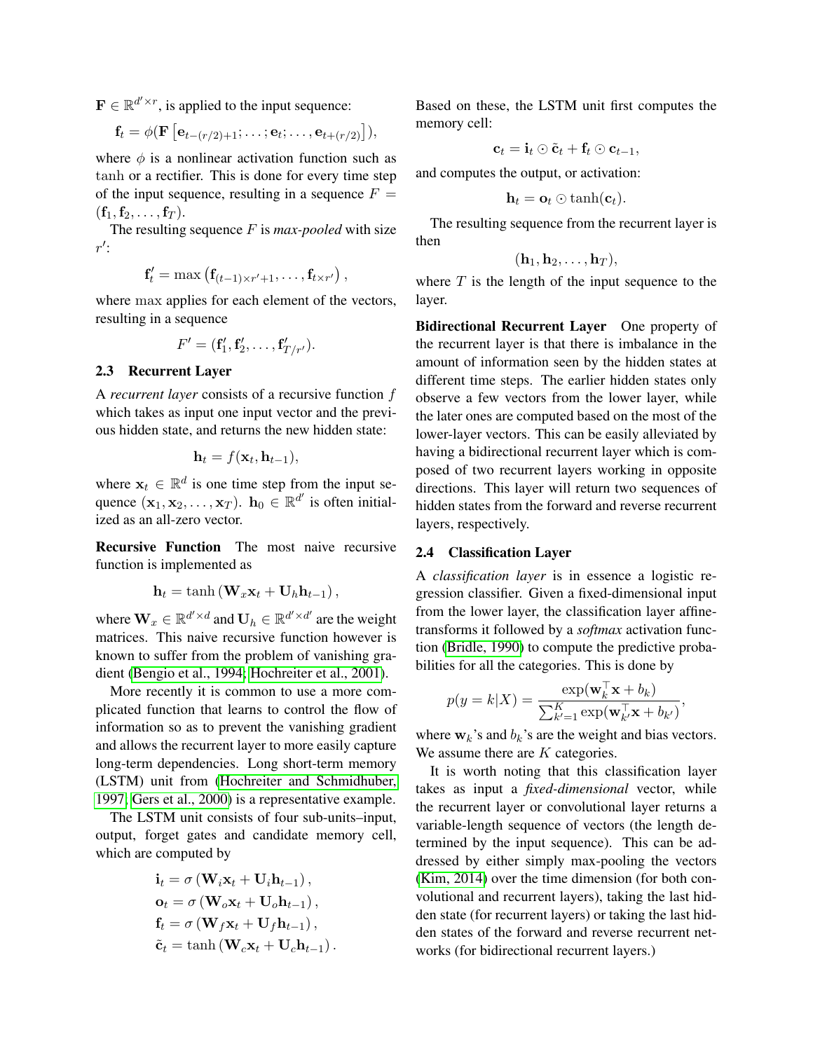$\mathbf{F} \in \mathbb{R}^{d' \times r}$, is applied to the input sequence:

$$\mathbf{f}_t = \phi(\mathbf{F}\left[\mathbf{e}_{t-(r/2)+1}; \ldots; \mathbf{e}_t; \ldots, \mathbf{e}_{t+(r/2)}\right]),$$

where $\phi$ is a nonlinear activation function such as $\tanh$ or a rectifier. This is done for every time step of the input sequence, resulting in a sequence $F = (\mathbf{f}_1, \mathbf{f}_2, \ldots, \mathbf{f}_T)$.

The resulting sequence $F$ is *max-pooled* with size $r'$:

$$\mathbf{f}'_t = \max\left(\mathbf{f}_{(t-1)\times r'+1}, \ldots, \mathbf{f}_{t\times r'}\right),$$

where $\max$ applies for each element of the vectors, resulting in a sequence

$$F' = (\mathbf{f}'_1, \mathbf{f}'_2, \ldots, \mathbf{f}'_{T/r'}).$$

### 2.3 Recurrent Layer

A *recurrent layer* consists of a recursive function $f$ which takes as input one input vector and the previous hidden state, and returns the new hidden state:

$$\mathbf{h}_t = f(\mathbf{x}_t, \mathbf{h}_{t-1}),$$

where $\mathbf{x}_t \in \mathbb{R}^d$ is one time step from the input sequence $(\mathbf{x}_1, \mathbf{x}_2, \ldots, \mathbf{x}_T)$. $\mathbf{h}_0 \in \mathbb{R}^{d'}$ is often initialized as an all-zero vector.

**Recursive Function** The most naive recursive function is implemented as

$$\mathbf{h}_t = \tanh\left(\mathbf{W}_x \mathbf{x}_t + \mathbf{U}_h \mathbf{h}_{t-1}\right),$$

where $\mathbf{W}_x \in \mathbb{R}^{d' \times d}$ and $\mathbf{U}_h \in \mathbb{R}^{d' \times d'}$ are the weight matrices. This naive recursive function however is known to suffer from the problem of vanishing gradient (Bengio et al., 1994; Hochreiter et al., 2001).

More recently it is common to use a more complicated function that learns to control the flow of information so as to prevent the vanishing gradient and allows the recurrent layer to more easily capture long-term dependencies. Long short-term memory (LSTM) unit from (Hochreiter and Schmidhuber, 1997; Gers et al., 2000) is a representative example.

The LSTM unit consists of four sub-units–input, output, forget gates and candidate memory cell, which are computed by

$$\mathbf{i}_t = \sigma\left(\mathbf{W}_i \mathbf{x}_t + \mathbf{U}_i \mathbf{h}_{t-1}\right),$$
$$\mathbf{o}_t = \sigma\left(\mathbf{W}_o \mathbf{x}_t + \mathbf{U}_o \mathbf{h}_{t-1}\right),$$
$$\mathbf{f}_t = \sigma\left(\mathbf{W}_f \mathbf{x}_t + \mathbf{U}_f \mathbf{h}_{t-1}\right),$$
$$\tilde{\mathbf{c}}_t = \tanh\left(\mathbf{W}_c \mathbf{x}_t + \mathbf{U}_c \mathbf{h}_{t-1}\right).$$

Based on these, the LSTM unit first computes the memory cell:

$$\mathbf{c}_t = \mathbf{i}_t \odot \tilde{\mathbf{c}}_t + \mathbf{f}_t \odot \mathbf{c}_{t-1},$$

and computes the output, or activation:

$$\mathbf{h}_t = \mathbf{o}_t \odot \tanh(\mathbf{c}_t).$$

The resulting sequence from the recurrent layer is then

$$(\mathbf{h}_1, \mathbf{h}_2, \ldots, \mathbf{h}_T),$$

where $T$ is the length of the input sequence to the layer.

**Bidirectional Recurrent Layer** One property of the recurrent layer is that there is imbalance in the amount of information seen by the hidden states at different time steps. The earlier hidden states only observe a few vectors from the lower layer, while the later ones are computed based on the most of the lower-layer vectors. This can be easily alleviated by having a bidirectional recurrent layer which is composed of two recurrent layers working in opposite directions. This layer will return two sequences of hidden states from the forward and reverse recurrent layers, respectively.

### 2.4 Classification Layer

A *classification layer* is in essence a logistic regression classifier. Given a fixed-dimensional input from the lower layer, the classification layer affine-transforms it followed by a *softmax* activation function (Bridle, 1990) to compute the predictive probabilities for all the categories. This is done by

$$p(y = k|X) = \frac{\exp(\mathbf{w}_k^\top \mathbf{x} + b_k)}{\sum_{k'=1}^{K} \exp(\mathbf{w}_{k'}^\top \mathbf{x} + b_{k'})},$$

where $\mathbf{w}_k$'s and $b_k$'s are the weight and bias vectors. We assume there are $K$ categories.

It is worth noting that this classification layer takes as input a *fixed-dimensional* vector, while the recurrent layer or convolutional layer returns a variable-length sequence of vectors (the length determined by the input sequence). This can be addressed by either simply max-pooling the vectors (Kim, 2014) over the time dimension (for both convolutional and recurrent layers), taking the last hidden state (for recurrent layers) or taking the last hidden states of the forward and reverse recurrent networks (for bidirectional recurrent layers.)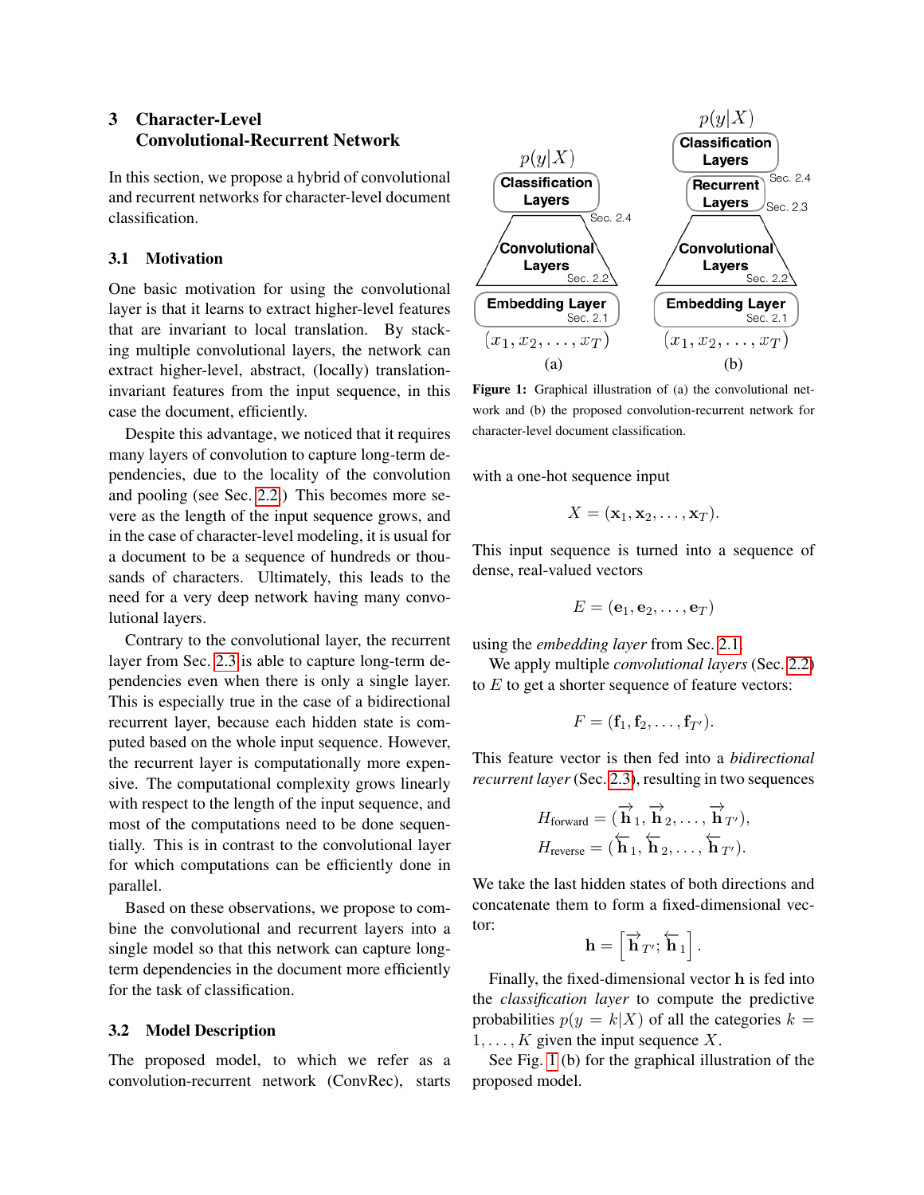## 3 Character-Level Convolutional-Recurrent Network

In this section, we propose a hybrid of convolutional and recurrent networks for character-level document classification.

### 3.1 Motivation

One basic motivation for using the convolutional layer is that it learns to extract higher-level features that are invariant to local translation. By stacking multiple convolutional layers, the network can extract higher-level, abstract, (locally) translation-invariant features from the input sequence, in this case the document, efficiently.

Despite this advantage, we noticed that it requires many layers of convolution to capture long-term dependencies, due to the locality of the convolution and pooling (see Sec. 2.2.) This becomes more severe as the length of the input sequence grows, and in the case of character-level modeling, it is usual for a document to be a sequence of hundreds or thousands of characters. Ultimately, this leads to the need for a very deep network having many convolutional layers.

Contrary to the convolutional layer, the recurrent layer from Sec. 2.3 is able to capture long-term dependencies even when there is only a single layer. This is especially true in the case of a bidirectional recurrent layer, because each hidden state is computed based on the whole input sequence. However, the recurrent layer is computationally more expensive. The computational complexity grows linearly with respect to the length of the input sequence, and most of the computations need to be done sequentially. This is in contrast to the convolutional layer for which computations can be efficiently done in parallel.

Based on these observations, we propose to combine the convolutional and recurrent layers into a single model so that this network can capture long-term dependencies in the document more efficiently for the task of classification.

### 3.2 Model Description

The proposed model, to which we refer as a convolution-recurrent network (ConvRec), starts with a one-hot sequence input

$$X = (\mathbf{x}_1, \mathbf{x}_2, \ldots, \mathbf{x}_T).$$

This input sequence is turned into a sequence of dense, real-valued vectors

$$E = (\mathbf{e}_1, \mathbf{e}_2, \ldots, \mathbf{e}_T)$$

using the *embedding layer* from Sec. 2.1.

We apply multiple *convolutional layers* (Sec. 2.2) to $E$ to get a shorter sequence of feature vectors:

$$F = (\mathbf{f}_1, \mathbf{f}_2, \ldots, \mathbf{f}_{T'}).$$

This feature vector is then fed into a *bidirectional recurrent layer* (Sec. 2.3), resulting in two sequences

$$H_{\text{forward}} = (\overrightarrow{\mathbf{h}}_1, \overrightarrow{\mathbf{h}}_2, \ldots, \overrightarrow{\mathbf{h}}_{T'}),$$
$$H_{\text{reverse}} = (\overleftarrow{\mathbf{h}}_1, \overleftarrow{\mathbf{h}}_2, \ldots, \overleftarrow{\mathbf{h}}_{T'}).$$

We take the last hidden states of both directions and concatenate them to form a fixed-dimensional vector:

$$\mathbf{h} = \left[\overrightarrow{\mathbf{h}}_{T'}; \overleftarrow{\mathbf{h}}_1\right].$$

Finally, the fixed-dimensional vector $\mathbf{h}$ is fed into the *classification layer* to compute the predictive probabilities $p(y = k|X)$ of all the categories $k = 1, \ldots, K$ given the input sequence $X$.

See Fig. 1 (b) for the graphical illustration of the proposed model.

**Figure 1:** Graphical illustration of (a) the convolutional network and (b) the proposed convolution-recurrent network for character-level document classification.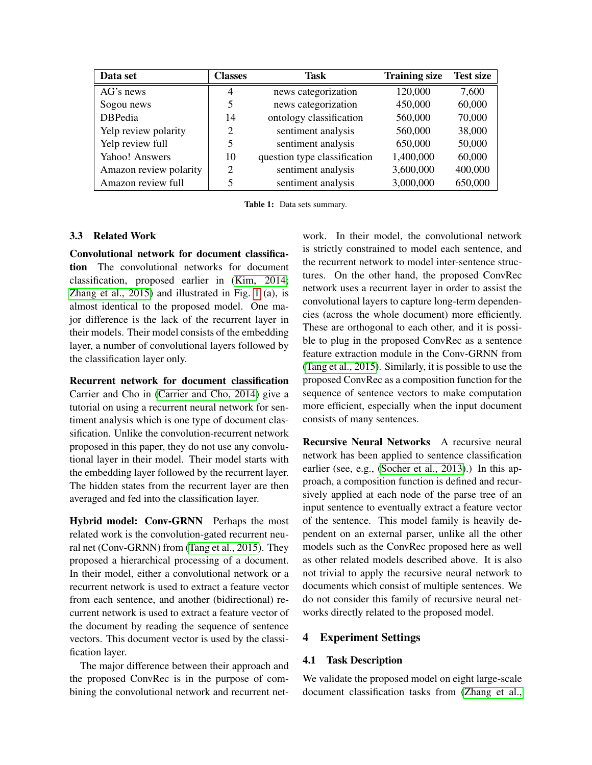| Data set | Classes | Task | Training size | Test size |
|---|---|---|---|---|
| AG's news | 4 | news categorization | 120,000 | 7,600 |
| Sogou news | 5 | news categorization | 450,000 | 60,000 |
| DBPedia | 14 | ontology classification | 560,000 | 70,000 |
| Yelp review polarity | 2 | sentiment analysis | 560,000 | 38,000 |
| Yelp review full | 5 | sentiment analysis | 650,000 | 50,000 |
| Yahoo! Answers | 10 | question type classification | 1,400,000 | 60,000 |
| Amazon review polarity | 2 | sentiment analysis | 3,600,000 | 400,000 |
| Amazon review full | 5 | sentiment analysis | 3,000,000 | 650,000 |

**Table 1:** Data sets summary.

### 3.3 Related Work

**Convolutional network for document classification** The convolutional networks for document classification, proposed earlier in (Kim, 2014; Zhang et al., 2015) and illustrated in Fig. 1 (a), is almost identical to the proposed model. One major difference is the lack of the recurrent layer in their models. Their model consists of the embedding layer, a number of convolutional layers followed by the classification layer only.

**Recurrent network for document classification** Carrier and Cho in (Carrier and Cho, 2014) give a tutorial on using a recurrent neural network for sentiment analysis which is one type of document classification. Unlike the convolution-recurrent network proposed in this paper, they do not use any convolutional layer in their model. Their model starts with the embedding layer followed by the recurrent layer. The hidden states from the recurrent layer are then averaged and fed into the classification layer.

**Hybrid model: Conv-GRNN** Perhaps the most related work is the convolution-gated recurrent neural net (Conv-GRNN) from (Tang et al., 2015). They proposed a hierarchical processing of a document. In their model, either a convolutional network or a recurrent network is used to extract a feature vector from each sentence, and another (bidirectional) recurrent network is used to extract a feature vector of the document by reading the sequence of sentence vectors. This document vector is used by the classification layer.

The major difference between their approach and the proposed ConvRec is in the purpose of combining the convolutional network and recurrent network. In their model, the convolutional network is strictly constrained to model each sentence, and the recurrent network to model inter-sentence structures. On the other hand, the proposed ConvRec network uses a recurrent layer in order to assist the convolutional layers to capture long-term dependencies (across the whole document) more efficiently. These are orthogonal to each other, and it is possible to plug in the proposed ConvRec as a sentence feature extraction module in the Conv-GRNN from (Tang et al., 2015). Similarly, it is possible to use the proposed ConvRec as a composition function for the sequence of sentence vectors to make computation more efficient, especially when the input document consists of many sentences.

**Recursive Neural Networks** A recursive neural network has been applied to sentence classification earlier (see, e.g., (Socher et al., 2013).) In this approach, a composition function is defined and recursively applied at each node of the parse tree of an input sentence to eventually extract a feature vector of the sentence. This model family is heavily dependent on an external parser, unlike all the other models such as the ConvRec proposed here as well as other related models described above. It is also not trivial to apply the recursive neural network to documents which consist of multiple sentences. We do not consider this family of recursive neural networks directly related to the proposed model.

## 4 Experiment Settings

### 4.1 Task Description

We validate the proposed model on eight large-scale document classification tasks from (Zhang et al.,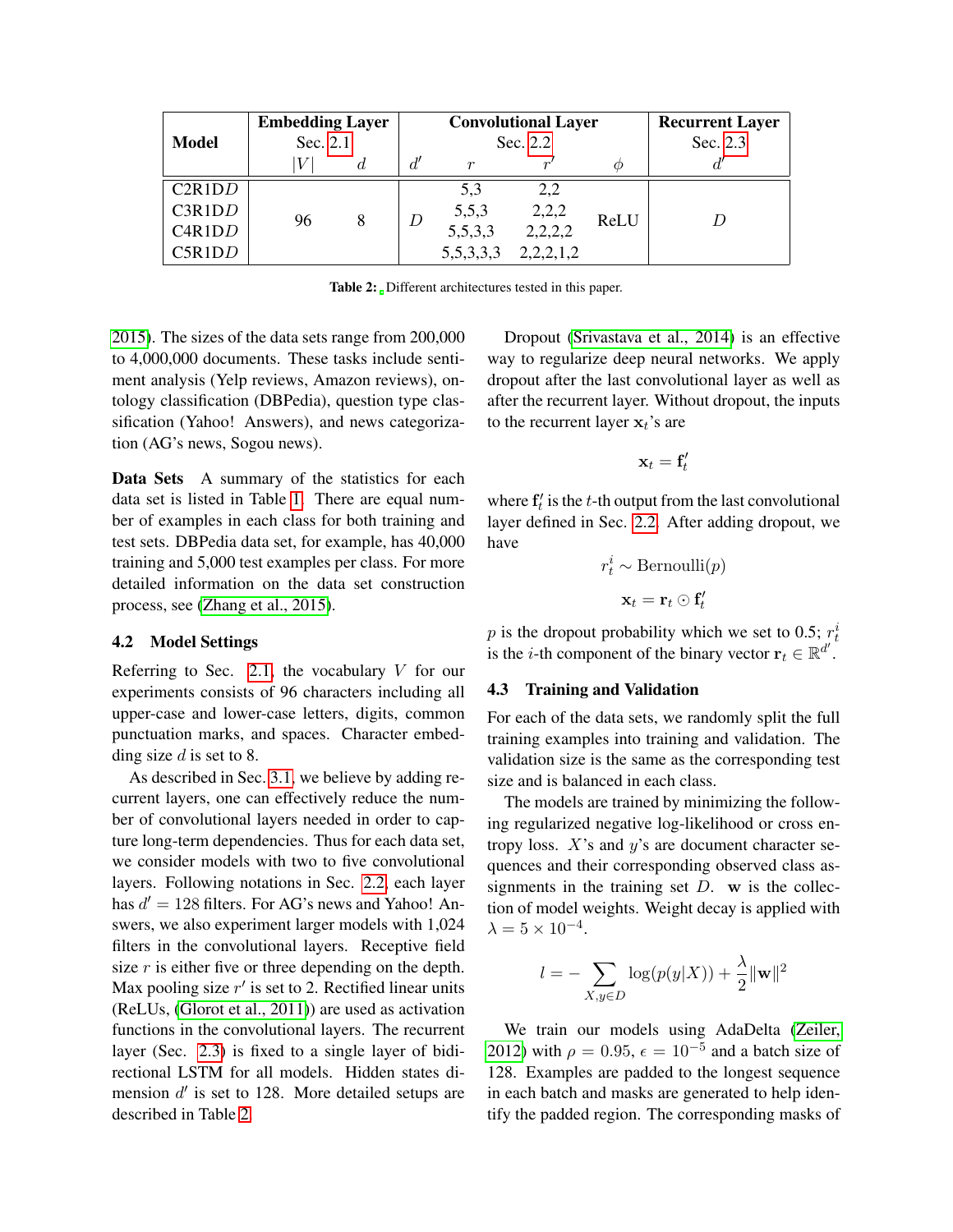| Model | Embedding Layer Sec. 2.1 | | Convolutional Layer Sec. 2.2 | | | | Recurrent Layer Sec. 2.3 |
|---|---|---|---|---|---|---|---|
| | $\|V\|$ | $d$ | $d'$ | $r$ | $r'$ | $\phi$ | $d'$ |
| C2R1D$D$ | 96 | 8 | $D$ | 5,3 | 2,2 | ReLU | $D$ |
| C3R1D$D$ | | | | 5,5,3 | 2,2,2 | | |
| C4R1D$D$ | | | | 5,5,3,3 | 2,2,2,2 | | |
| C5R1D$D$ | | | | 5,5,3,3,3 | 2,2,2,1,2 | | |

**Table 2:** Different architectures tested in this paper.

2015). The sizes of the data sets range from 200,000 to 4,000,000 documents. These tasks include sentiment analysis (Yelp reviews, Amazon reviews), ontology classification (DBPedia), question type classification (Yahoo! Answers), and news categorization (AG's news, Sogou news).

**Data Sets** A summary of the statistics for each data set is listed in Table 1. There are equal number of examples in each class for both training and test sets. DBPedia data set, for example, has 40,000 training and 5,000 test examples per class. For more detailed information on the data set construction process, see (Zhang et al., 2015).

## 4.2 Model Settings

Referring to Sec. 2.1, the vocabulary $V$ for our experiments consists of 96 characters including all upper-case and lower-case letters, digits, common punctuation marks, and spaces. Character embedding size $d$ is set to 8.

As described in Sec. 3.1, we believe by adding recurrent layers, one can effectively reduce the number of convolutional layers needed in order to capture long-term dependencies. Thus for each data set, we consider models with two to five convolutional layers. Following notations in Sec. 2.2, each layer has $d' = 128$ filters. For AG's news and Yahoo! Answers, we also experiment larger models with 1,024 filters in the convolutional layers. Receptive field size $r$ is either five or three depending on the depth. Max pooling size $r'$ is set to 2. Rectified linear units (ReLUs, (Glorot et al., 2011)) are used as activation functions in the convolutional layers. The recurrent layer (Sec. 2.3) is fixed to a single layer of bidirectional LSTM for all models. Hidden states dimension $d'$ is set to 128. More detailed setups are described in Table 2.

Dropout (Srivastava et al., 2014) is an effective way to regularize deep neural networks. We apply dropout after the last convolutional layer as well as after the recurrent layer. Without dropout, the inputs to the recurrent layer $\mathbf{x}_t$'s are

$$\mathbf{x}_t = \mathbf{f}'_t$$

where $\mathbf{f}'_t$ is the $t$-th output from the last convolutional layer defined in Sec. 2.2. After adding dropout, we have

$$r_t^i \sim \text{Bernoulli}(p)$$

$$\mathbf{x}_t = \mathbf{r}_t \odot \mathbf{f}'_t$$

$p$ is the dropout probability which we set to 0.5; $r_t^i$ is the $i$-th component of the binary vector $\mathbf{r}_t \in \mathbb{R}^{d'}$.

## 4.3 Training and Validation

For each of the data sets, we randomly split the full training examples into training and validation. The validation size is the same as the corresponding test size and is balanced in each class.

The models are trained by minimizing the following regularized negative log-likelihood or cross entropy loss. $X$'s and $y$'s are document character sequences and their corresponding observed class assignments in the training set $D$. $\mathbf{w}$ is the collection of model weights. Weight decay is applied with $\lambda = 5 \times 10^{-4}$.

$$l = -\sum_{X, y \in D} \log(p(y|X)) + \frac{\lambda}{2}\|\mathbf{w}\|^2$$

We train our models using AdaDelta (Zeiler, 2012) with $\rho = 0.95$, $\epsilon = 10^{-5}$ and a batch size of 128. Examples are padded to the longest sequence in each batch and masks are generated to help identify the padded region. The corresponding masks of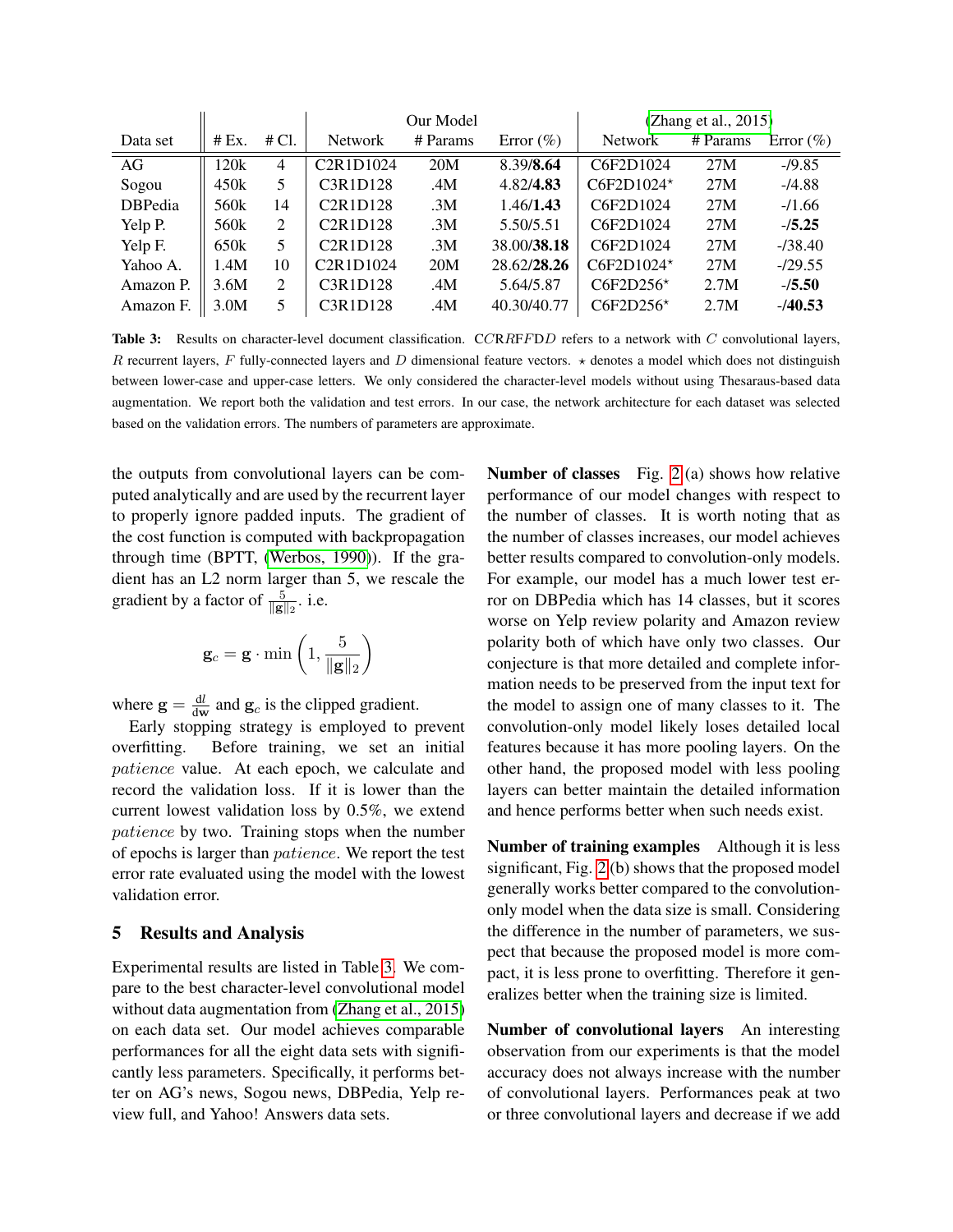| Data set | # Ex. | # Cl. | Our Model | | | (Zhang et al., 2015) | | |
|---|---|---|---|---|---|---|---|---|
| | | | Network | # Params | Error (%) | Network | # Params | Error (%) |
| AG | 120k | 4 | C2R1D1024 | 20M | 8.39/**8.64** | C6F2D1024 | 27M | -/9.85 |
| Sogou | 450k | 5 | C3R1D128 | .4M | 4.82/**4.83** | C6F2D1024⋆ | 27M | -/4.88 |
| DBPedia | 560k | 14 | C2R1D128 | .3M | 1.46/**1.43** | C6F2D1024 | 27M | -/1.66 |
| Yelp P. | 560k | 2 | C2R1D128 | .3M | 5.50/5.51 | C6F2D1024 | 27M | -/**5.25** |
| Yelp F. | 650k | 5 | C2R1D128 | .3M | 38.00/**38.18** | C6F2D1024 | 27M | -/38.40 |
| Yahoo A. | 1.4M | 10 | C2R1D1024 | 20M | 28.62/**28.26** | C6F2D1024⋆ | 27M | -/29.55 |
| Amazon P. | 3.6M | 2 | C3R1D128 | .4M | 5.64/5.87 | C6F2D256⋆ | 2.7M | -/**5.50** |
| Amazon F. | 3.0M | 5 | C3R1D128 | .4M | 40.30/40.77 | C6F2D256⋆ | 2.7M | -/**40.53** |

**Table 3:** Results on character-level document classification. C$C$R$R$F$F$D$D$ refers to a network with $C$ convolutional layers, $R$ recurrent layers, $F$ fully-connected layers and $D$ dimensional feature vectors. $\star$ denotes a model which does not distinguish between lower-case and upper-case letters. We only considered the character-level models without using Thesaraus-based data augmentation. We report both the validation and test errors. In our case, the network architecture for each dataset was selected based on the validation errors. The numbers of parameters are approximate.

the outputs from convolutional layers can be computed analytically and are used by the recurrent layer to properly ignore padded inputs. The gradient of the cost function is computed with backpropagation through time (BPTT, (Werbos, 1990)). If the gradient has an L2 norm larger than 5, we rescale the gradient by a factor of $\frac{5}{\|\mathbf{g}\|_2}$. i.e.

$$\mathbf{g}_c = \mathbf{g} \cdot \min\left(1, \frac{5}{\|\mathbf{g}\|_2}\right)$$

where $\mathbf{g} = \frac{dl}{d\mathbf{w}}$ and $\mathbf{g}_c$ is the clipped gradient.

Early stopping strategy is employed to prevent overfitting. Before training, we set an initial *patience* value. At each epoch, we calculate and record the validation loss. If it is lower than the current lowest validation loss by 0.5%, we extend *patience* by two. Training stops when the number of epochs is larger than *patience*. We report the test error rate evaluated using the model with the lowest validation error.

## 5 Results and Analysis

Experimental results are listed in Table 3. We compare to the best character-level convolutional model without data augmentation from (Zhang et al., 2015) on each data set. Our model achieves comparable performances for all the eight data sets with significantly less parameters. Specifically, it performs better on AG's news, Sogou news, DBPedia, Yelp review full, and Yahoo! Answers data sets.

**Number of classes** Fig. 2 (a) shows how relative performance of our model changes with respect to the number of classes. It is worth noting that as the number of classes increases, our model achieves better results compared to convolution-only models. For example, our model has a much lower test error on DBPedia which has 14 classes, but it scores worse on Yelp review polarity and Amazon review polarity both of which have only two classes. Our conjecture is that more detailed and complete information needs to be preserved from the input text for the model to assign one of many classes to it. The convolution-only model likely loses detailed local features because it has more pooling layers. On the other hand, the proposed model with less pooling layers can better maintain the detailed information and hence performs better when such needs exist.

**Number of training examples** Although it is less significant, Fig. 2 (b) shows that the proposed model generally works better compared to the convolution-only model when the data size is small. Considering the difference in the number of parameters, we suspect that because the proposed model is more compact, it is less prone to overfitting. Therefore it generalizes better when the training size is limited.

**Number of convolutional layers** An interesting observation from our experiments is that the model accuracy does not always increase with the number of convolutional layers. Performances peak at two or three convolutional layers and decrease if we add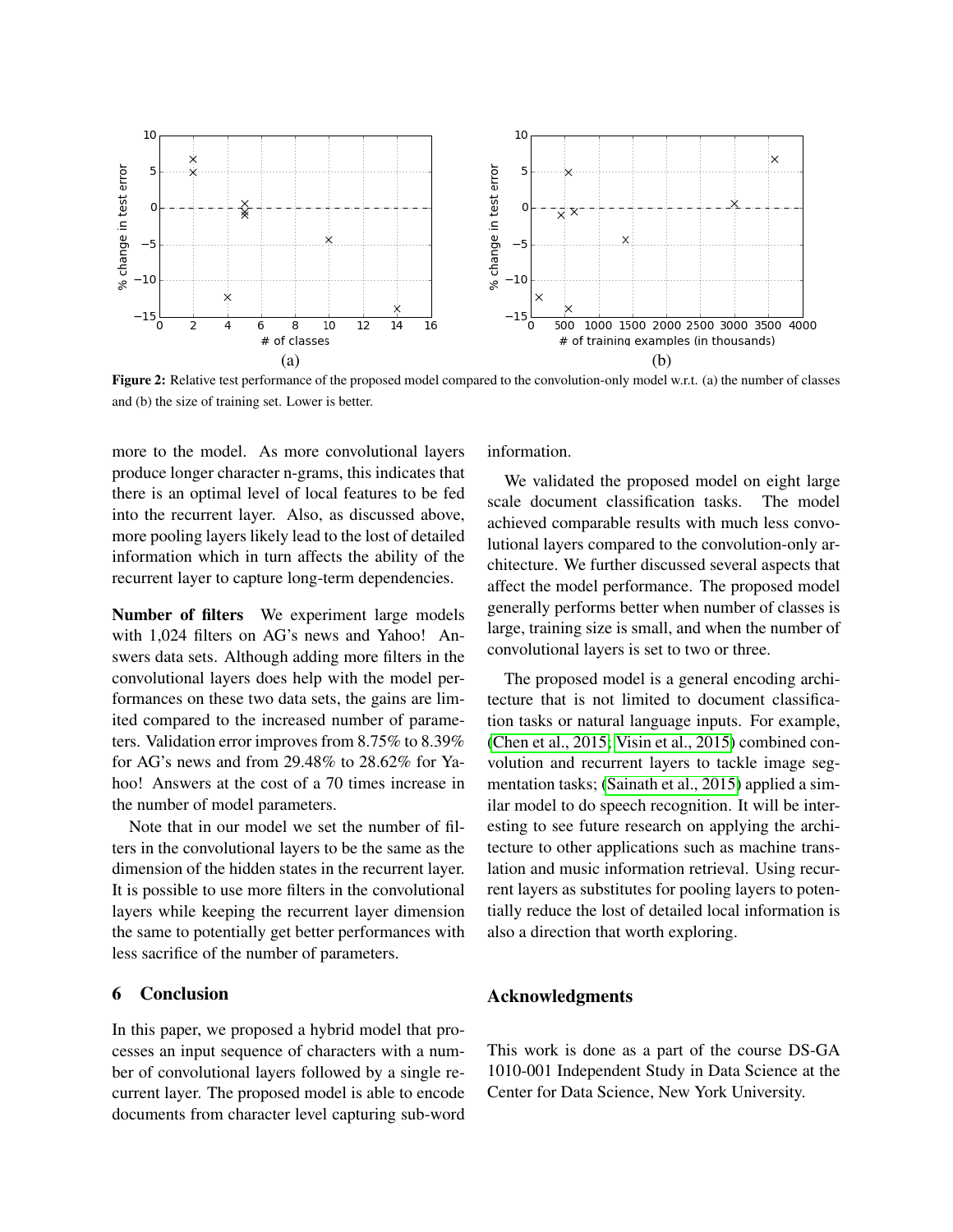Figure 2: Relative test performance of the proposed model compared to the convolution-only model w.r.t. (a) the number of classes and (b) the size of training set. Lower is better.

more to the model. As more convolutional layers produce longer character n-grams, this indicates that there is an optimal level of local features to be fed into the recurrent layer. Also, as discussed above, more pooling layers likely lead to the lost of detailed information which in turn affects the ability of the recurrent layer to capture long-term dependencies.

**Number of filters** We experiment large models with 1,024 filters on AG's news and Yahoo! Answers data sets. Although adding more filters in the convolutional layers does help with the model performances on these two data sets, the gains are limited compared to the increased number of parameters. Validation error improves from 8.75% to 8.39% for AG's news and from 29.48% to 28.62% for Yahoo! Answers at the cost of a 70 times increase in the number of model parameters.

Note that in our model we set the number of filters in the convolutional layers to be the same as the dimension of the hidden states in the recurrent layer. It is possible to use more filters in the convolutional layers while keeping the recurrent layer dimension the same to potentially get better performances with less sacrifice of the number of parameters.

## 6 Conclusion

In this paper, we proposed a hybrid model that processes an input sequence of characters with a number of convolutional layers followed by a single recurrent layer. The proposed model is able to encode documents from character level capturing sub-word information.

We validated the proposed model on eight large scale document classification tasks. The model achieved comparable results with much less convolutional layers compared to the convolution-only architecture. We further discussed several aspects that affect the model performance. The proposed model generally performs better when number of classes is large, training size is small, and when the number of convolutional layers is set to two or three.

The proposed model is a general encoding architecture that is not limited to document classification tasks or natural language inputs. For example, (Chen et al., 2015; Visin et al., 2015) combined convolution and recurrent layers to tackle image segmentation tasks; (Sainath et al., 2015) applied a similar model to do speech recognition. It will be interesting to see future research on applying the architecture to other applications such as machine translation and music information retrieval. Using recurrent layers as substitutes for pooling layers to potentially reduce the lost of detailed local information is also a direction that worth exploring.

## Acknowledgments

This work is done as a part of the course DS-GA 1010-001 Independent Study in Data Science at the Center for Data Science, New York University.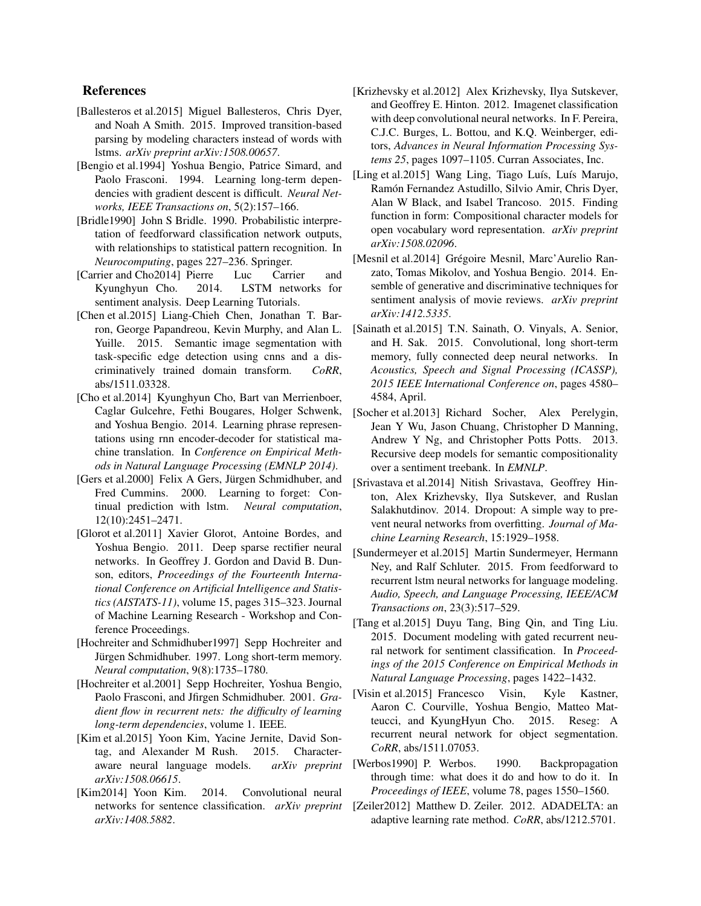## References

[Ballesteros et al.2015] Miguel Ballesteros, Chris Dyer, and Noah A Smith. 2015. Improved transition-based parsing by modeling characters instead of words with lstms. *arXiv preprint arXiv:1508.00657*.

[Bengio et al.1994] Yoshua Bengio, Patrice Simard, and Paolo Frasconi. 1994. Learning long-term dependencies with gradient descent is difficult. *Neural Networks, IEEE Transactions on*, 5(2):157–166.

[Bridle1990] John S Bridle. 1990. Probabilistic interpretation of feedforward classification network outputs, with relationships to statistical pattern recognition. In *Neurocomputing*, pages 227–236. Springer.

[Carrier and Cho2014] Pierre Luc Carrier and Kyunghyun Cho. 2014. LSTM networks for sentiment analysis. Deep Learning Tutorials.

[Chen et al.2015] Liang-Chieh Chen, Jonathan T. Barron, George Papandreou, Kevin Murphy, and Alan L. Yuille. 2015. Semantic image segmentation with task-specific edge detection using cnns and a discriminatively trained domain transform. *CoRR*, abs/1511.03328.

[Cho et al.2014] Kyunghyun Cho, Bart van Merrienboer, Caglar Gulcehre, Fethi Bougares, Holger Schwenk, and Yoshua Bengio. 2014. Learning phrase representations using rnn encoder-decoder for statistical machine translation. In *Conference on Empirical Methods in Natural Language Processing (EMNLP 2014)*.

[Gers et al.2000] Felix A Gers, Jürgen Schmidhuber, and Fred Cummins. 2000. Learning to forget: Continual prediction with lstm. *Neural computation*, 12(10):2451–2471.

[Glorot et al.2011] Xavier Glorot, Antoine Bordes, and Yoshua Bengio. 2011. Deep sparse rectifier neural networks. In Geoffrey J. Gordon and David B. Dunson, editors, *Proceedings of the Fourteenth International Conference on Artificial Intelligence and Statistics (AISTATS-11)*, volume 15, pages 315–323. Journal of Machine Learning Research - Workshop and Conference Proceedings.

[Hochreiter and Schmidhuber1997] Sepp Hochreiter and Jürgen Schmidhuber. 1997. Long short-term memory. *Neural computation*, 9(8):1735–1780.

[Hochreiter et al.2001] Sepp Hochreiter, Yoshua Bengio, Paolo Frasconi, and Jfirgen Schmidhuber. 2001. *Gradient flow in recurrent nets: the difficulty of learning long-term dependencies*, volume 1. IEEE.

[Kim et al.2015] Yoon Kim, Yacine Jernite, David Sontag, and Alexander M Rush. 2015. Character-aware neural language models. *arXiv preprint arXiv:1508.06615*.

[Kim2014] Yoon Kim. 2014. Convolutional neural networks for sentence classification. *arXiv preprint arXiv:1408.5882*.

[Krizhevsky et al.2012] Alex Krizhevsky, Ilya Sutskever, and Geoffrey E. Hinton. 2012. Imagenet classification with deep convolutional neural networks. In F. Pereira, C.J.C. Burges, L. Bottou, and K.Q. Weinberger, editors, *Advances in Neural Information Processing Systems 25*, pages 1097–1105. Curran Associates, Inc.

[Ling et al.2015] Wang Ling, Tiago Luís, Luís Marujo, Ramón Fernandez Astudillo, Silvio Amir, Chris Dyer, Alan W Black, and Isabel Trancoso. 2015. Finding function in form: Compositional character models for open vocabulary word representation. *arXiv preprint arXiv:1508.02096*.

[Mesnil et al.2014] Grégoire Mesnil, Marc'Aurelio Ranzato, Tomas Mikolov, and Yoshua Bengio. 2014. Ensemble of generative and discriminative techniques for sentiment analysis of movie reviews. *arXiv preprint arXiv:1412.5335*.

[Sainath et al.2015] T.N. Sainath, O. Vinyals, A. Senior, and H. Sak. 2015. Convolutional, long short-term memory, fully connected deep neural networks. In *Acoustics, Speech and Signal Processing (ICASSP), 2015 IEEE International Conference on*, pages 4580–4584, April.

[Socher et al.2013] Richard Socher, Alex Perelygin, Jean Y Wu, Jason Chuang, Christopher D Manning, Andrew Y Ng, and Christopher Potts Potts. 2013. Recursive deep models for semantic compositionality over a sentiment treebank. In *EMNLP*.

[Srivastava et al.2014] Nitish Srivastava, Geoffrey Hinton, Alex Krizhevsky, Ilya Sutskever, and Ruslan Salakhutdinov. 2014. Dropout: A simple way to prevent neural networks from overfitting. *Journal of Machine Learning Research*, 15:1929–1958.

[Sundermeyer et al.2015] Martin Sundermeyer, Hermann Ney, and Ralf Schluter. 2015. From feedforward to recurrent lstm neural networks for language modeling. *Audio, Speech, and Language Processing, IEEE/ACM Transactions on*, 23(3):517–529.

[Tang et al.2015] Duyu Tang, Bing Qin, and Ting Liu. 2015. Document modeling with gated recurrent neural network for sentiment classification. In *Proceedings of the 2015 Conference on Empirical Methods in Natural Language Processing*, pages 1422–1432.

[Visin et al.2015] Francesco Visin, Kyle Kastner, Aaron C. Courville, Yoshua Bengio, Matteo Matteucci, and KyungHyun Cho. 2015. Reseg: A recurrent neural network for object segmentation. *CoRR*, abs/1511.07053.

[Werbos1990] P. Werbos. 1990. Backpropagation through time: what does it do and how to do it. In *Proceedings of IEEE*, volume 78, pages 1550–1560.

[Zeiler2012] Matthew D. Zeiler. 2012. ADADELTA: an adaptive learning rate method. *CoRR*, abs/1212.5701.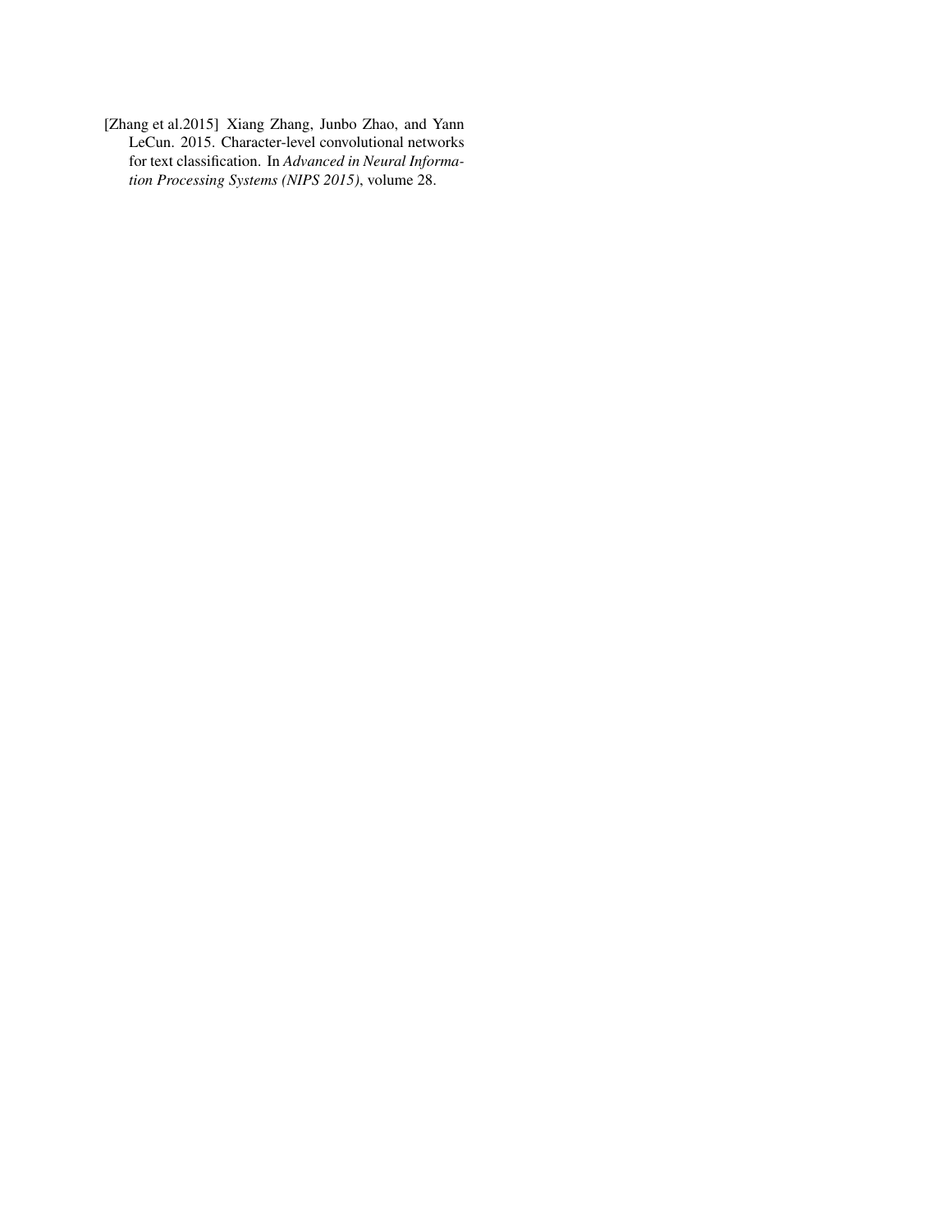[Zhang et al.2015] Xiang Zhang, Junbo Zhao, and Yann LeCun. 2015. Character-level convolutional networks for text classification. In *Advanced in Neural Information Processing Systems (NIPS 2015)*, volume 28.